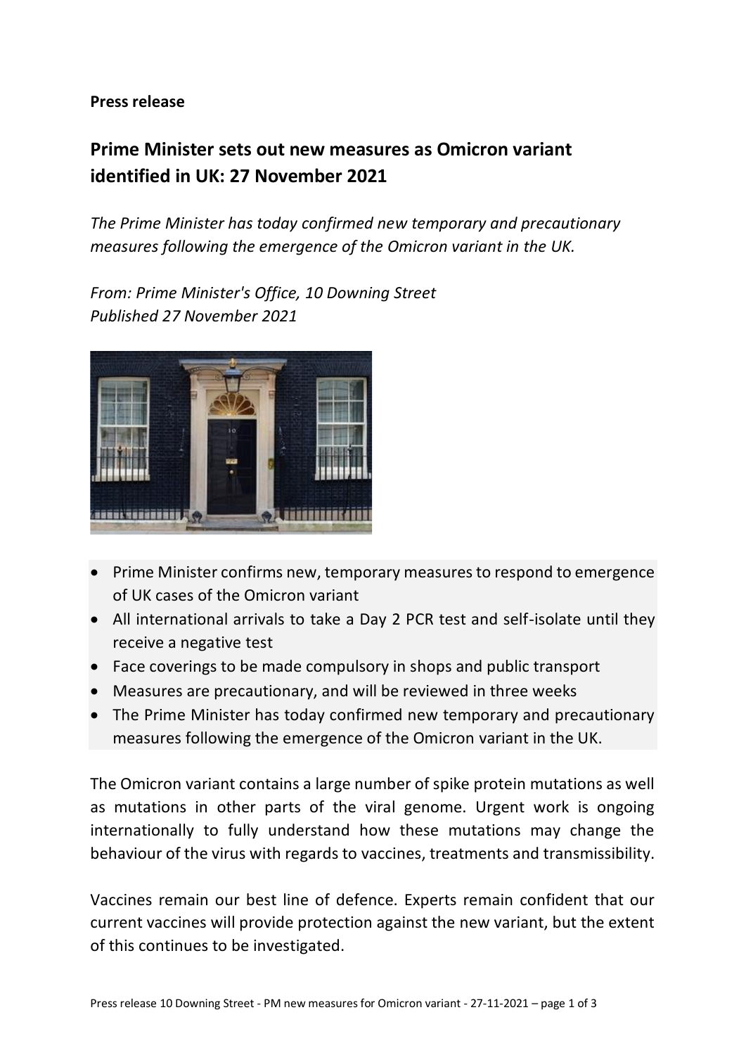**Press release**

## Prime Minister sets out new measures as Omicron variant identified in UK: 27 November 2021

*The Prime Minister has today confirmed new temporary and precautionary measures following the emergence of the Omicron variant in the UK.*

*From: Prime Minister's Office, 10 Downing Street*
*Published 27 November 2021*

- Prime Minister confirms new, temporary measures to respond to emergence of UK cases of the Omicron variant
- All international arrivals to take a Day 2 PCR test and self-isolate until they receive a negative test
- Face coverings to be made compulsory in shops and public transport
- Measures are precautionary, and will be reviewed in three weeks
- The Prime Minister has today confirmed new temporary and precautionary measures following the emergence of the Omicron variant in the UK.

The Omicron variant contains a large number of spike protein mutations as well as mutations in other parts of the viral genome. Urgent work is ongoing internationally to fully understand how these mutations may change the behaviour of the virus with regards to vaccines, treatments and transmissibility.

Vaccines remain our best line of defence. Experts remain confident that our current vaccines will provide protection against the new variant, but the extent of this continues to be investigated.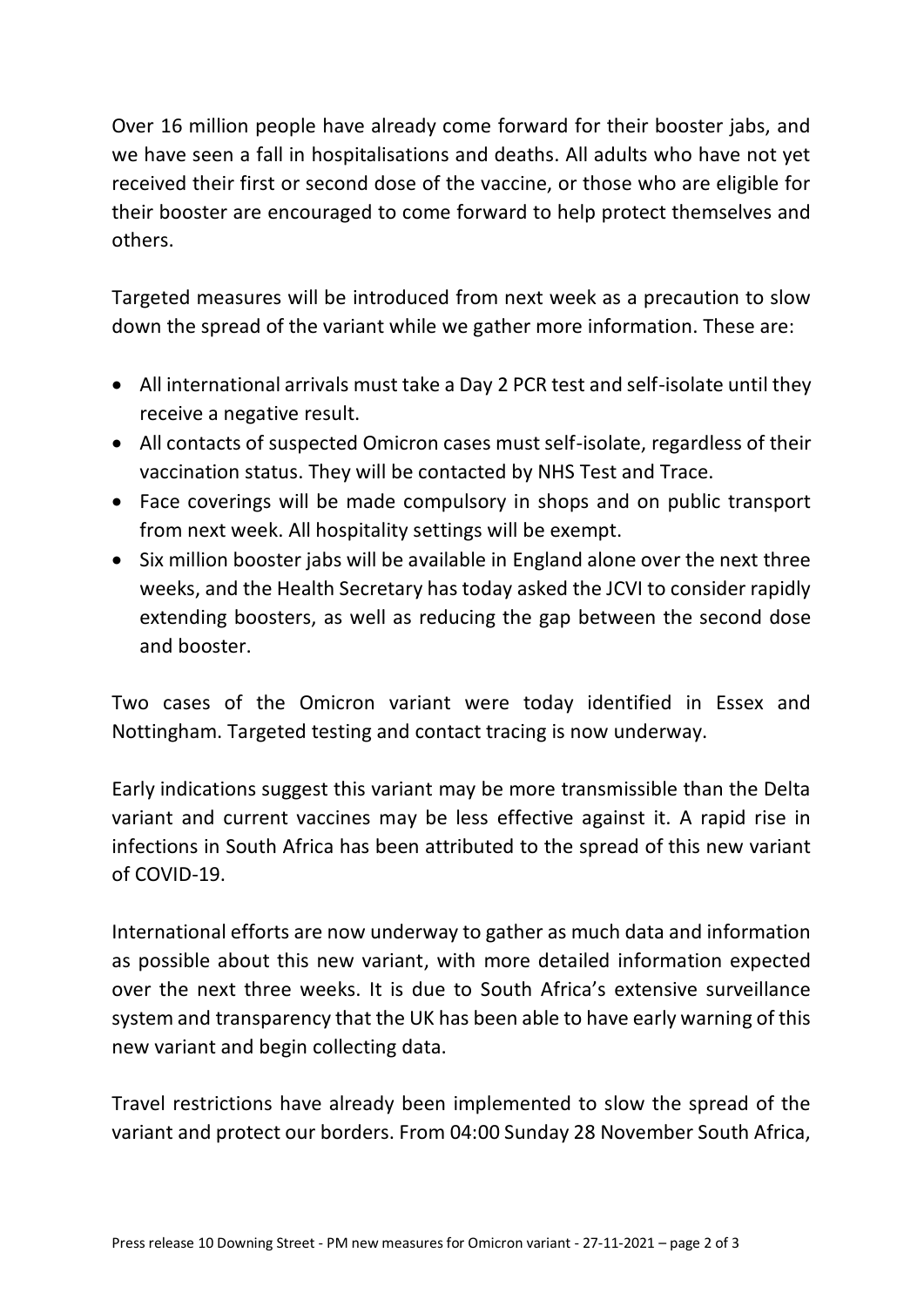Over 16 million people have already come forward for their booster jabs, and we have seen a fall in hospitalisations and deaths. All adults who have not yet received their first or second dose of the vaccine, or those who are eligible for their booster are encouraged to come forward to help protect themselves and others.

Targeted measures will be introduced from next week as a precaution to slow down the spread of the variant while we gather more information. These are:

- All international arrivals must take a Day 2 PCR test and self-isolate until they receive a negative result.
- All contacts of suspected Omicron cases must self-isolate, regardless of their vaccination status. They will be contacted by NHS Test and Trace.
- Face coverings will be made compulsory in shops and on public transport from next week. All hospitality settings will be exempt.
- Six million booster jabs will be available in England alone over the next three weeks, and the Health Secretary has today asked the JCVI to consider rapidly extending boosters, as well as reducing the gap between the second dose and booster.

Two cases of the Omicron variant were today identified in Essex and Nottingham. Targeted testing and contact tracing is now underway.

Early indications suggest this variant may be more transmissible than the Delta variant and current vaccines may be less effective against it. A rapid rise in infections in South Africa has been attributed to the spread of this new variant of COVID-19.

International efforts are now underway to gather as much data and information as possible about this new variant, with more detailed information expected over the next three weeks. It is due to South Africa's extensive surveillance system and transparency that the UK has been able to have early warning of this new variant and begin collecting data.

Travel restrictions have already been implemented to slow the spread of the variant and protect our borders. From 04:00 Sunday 28 November South Africa,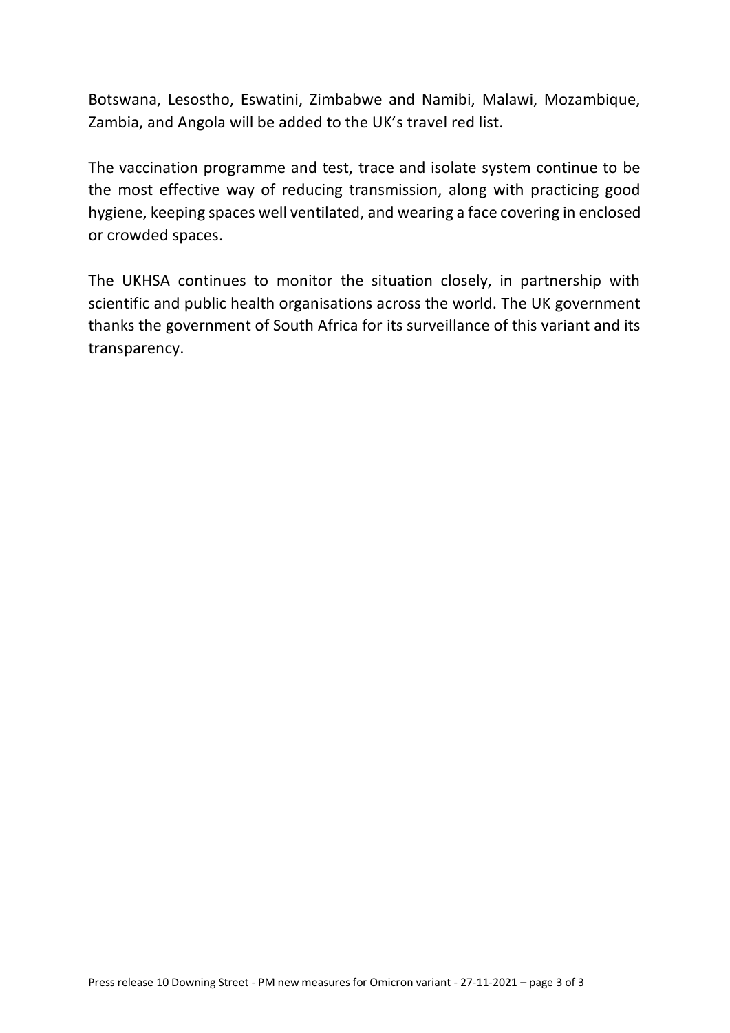Botswana, Lesostho, Eswatini, Zimbabwe and Namibi, Malawi, Mozambique, Zambia, and Angola will be added to the UK's travel red list.

The vaccination programme and test, trace and isolate system continue to be the most effective way of reducing transmission, along with practicing good hygiene, keeping spaces well ventilated, and wearing a face covering in enclosed or crowded spaces.

The UKHSA continues to monitor the situation closely, in partnership with scientific and public health organisations across the world. The UK government thanks the government of South Africa for its surveillance of this variant and its transparency.